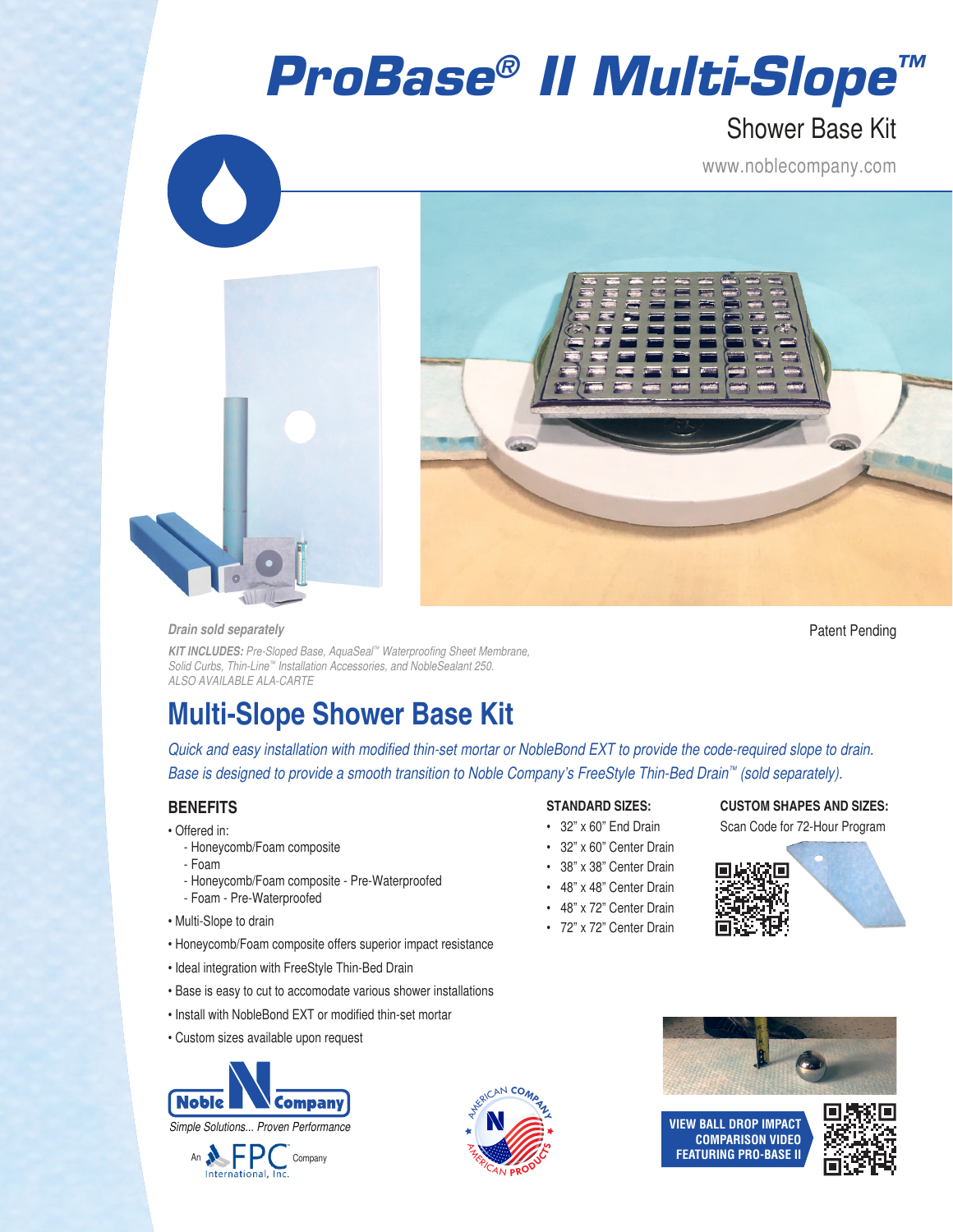# ProBase® II Multi-Slope™

Shower Base Kit

www.noblecompany.com

*Drain sold separately*

Patent Pending

***KIT INCLUDES:*** *Pre-Sloped Base, AquaSeal™ Waterproofing Sheet Membrane, Solid Curbs, Thin-Line™ Installation Accessories, and NobleSealant 250.*
*ALSO AVAILABLE ALA-CARTE*

## Multi-Slope Shower Base Kit

*Quick and easy installation with modified thin-set mortar or NobleBond EXT to provide the code-required slope to drain. Base is designed to provide a smooth transition to Noble Company's FreeStyle Thin-Bed Drain™ (sold separately).*

### BENEFITS

- Offered in:
  - Honeycomb/Foam composite
  - Foam
  - Honeycomb/Foam composite - Pre-Waterproofed
  - Foam - Pre-Waterproofed
- Multi-Slope to drain
- Honeycomb/Foam composite offers superior impact resistance
- Ideal integration with FreeStyle Thin-Bed Drain
- Base is easy to cut to accomodate various shower installations
- Install with NobleBond EXT or modified thin-set mortar
- Custom sizes available upon request

### STANDARD SIZES:

- 32" x 60" End Drain
- 32" x 60" Center Drain
- 38" x 38" Center Drain
- 48" x 48" Center Drain
- 48" x 72" Center Drain
- 72" x 72" Center Drain

### CUSTOM SHAPES AND SIZES:

Scan Code for 72-Hour Program

**VIEW BALL DROP IMPACT COMPARISON VIDEO FEATURING PRO-BASE II**

Noble Company
*Simple Solutions... Proven Performance*
An FPC International, Inc. Company

AMERICAN COMPANY – AMERICAN PRODUCTS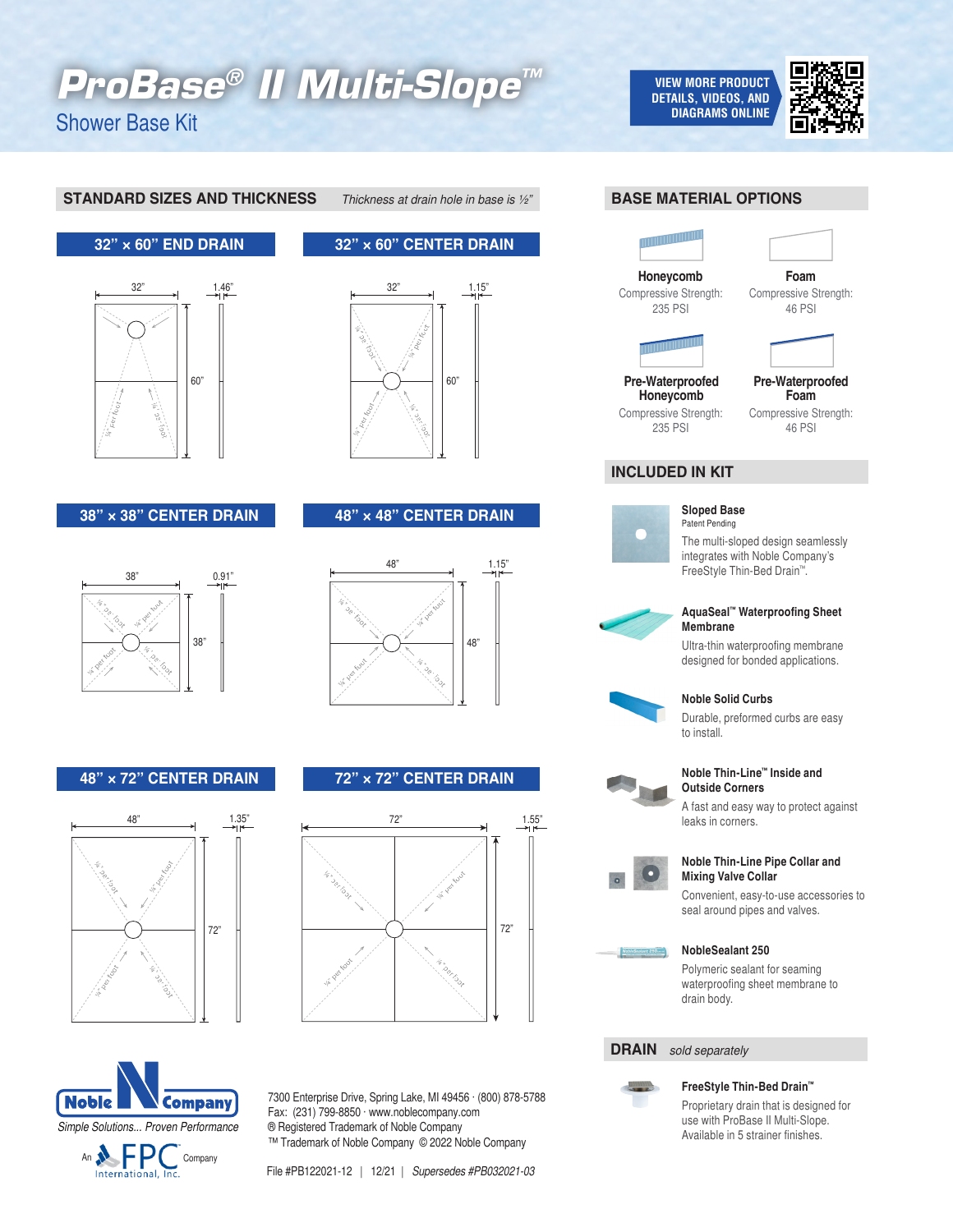# ProBase® II Multi-Slope™

## Shower Base Kit

VIEW MORE PRODUCT DETAILS, VIDEOS, AND DIAGRAMS ONLINE

## STANDARD SIZES AND THICKNESS

*Thickness at drain hole in base is ½"*

### 32" × 60" END DRAIN

32"
1.46"
60"
¼" per foot
¼" per foot

### 32" × 60" CENTER DRAIN

32"
1.15"
60"
¼" per foot

### 38" × 38" CENTER DRAIN

38"
0.91"
38"
¼" per foot

### 48" × 48" CENTER DRAIN

48"
1.15"
48"
¼" per foot

### 48" × 72" CENTER DRAIN

48"
1.35"
72"
¼" per foot

### 72" × 72" CENTER DRAIN

72"
1.55"
72"
¼" per foot

## BASE MATERIAL OPTIONS

**Honeycomb**
Compressive Strength: 235 PSI

**Foam**
Compressive Strength: 46 PSI

**Pre-Waterproofed Honeycomb**
Compressive Strength: 235 PSI

**Pre-Waterproofed Foam**
Compressive Strength: 46 PSI

## INCLUDED IN KIT

**Sloped Base**
Patent Pending
The multi-sloped design seamlessly integrates with Noble Company's FreeStyle Thin-Bed Drain™.

**AquaSeal™ Waterproofing Sheet Membrane**
Ultra-thin waterproofing membrane designed for bonded applications.

**Noble Solid Curbs**
Durable, preformed curbs are easy to install.

**Noble Thin-Line™ Inside and Outside Corners**
A fast and easy way to protect against leaks in corners.

**Noble Thin-Line Pipe Collar and Mixing Valve Collar**
Convenient, easy-to-use accessories to seal around pipes and valves.

**NobleSealant 250**
Polymeric sealant for seaming waterproofing sheet membrane to drain body.

## DRAIN *sold separately*

**FreeStyle Thin-Bed Drain™**
Proprietary drain that is designed for use with ProBase II Multi-Slope. Available in 5 strainer finishes.

Noble Company
*Simple Solutions... Proven Performance*
An FPC Company International, Inc.

7300 Enterprise Drive, Spring Lake, MI 49456 · (800) 878-5788
Fax: (231) 799-8850 · www.noblecompany.com
® Registered Trademark of Noble Company
™ Trademark of Noble Company © 2022 Noble Company

File #PB122021-12 | 12/21 | *Supersedes #PB032021-03*